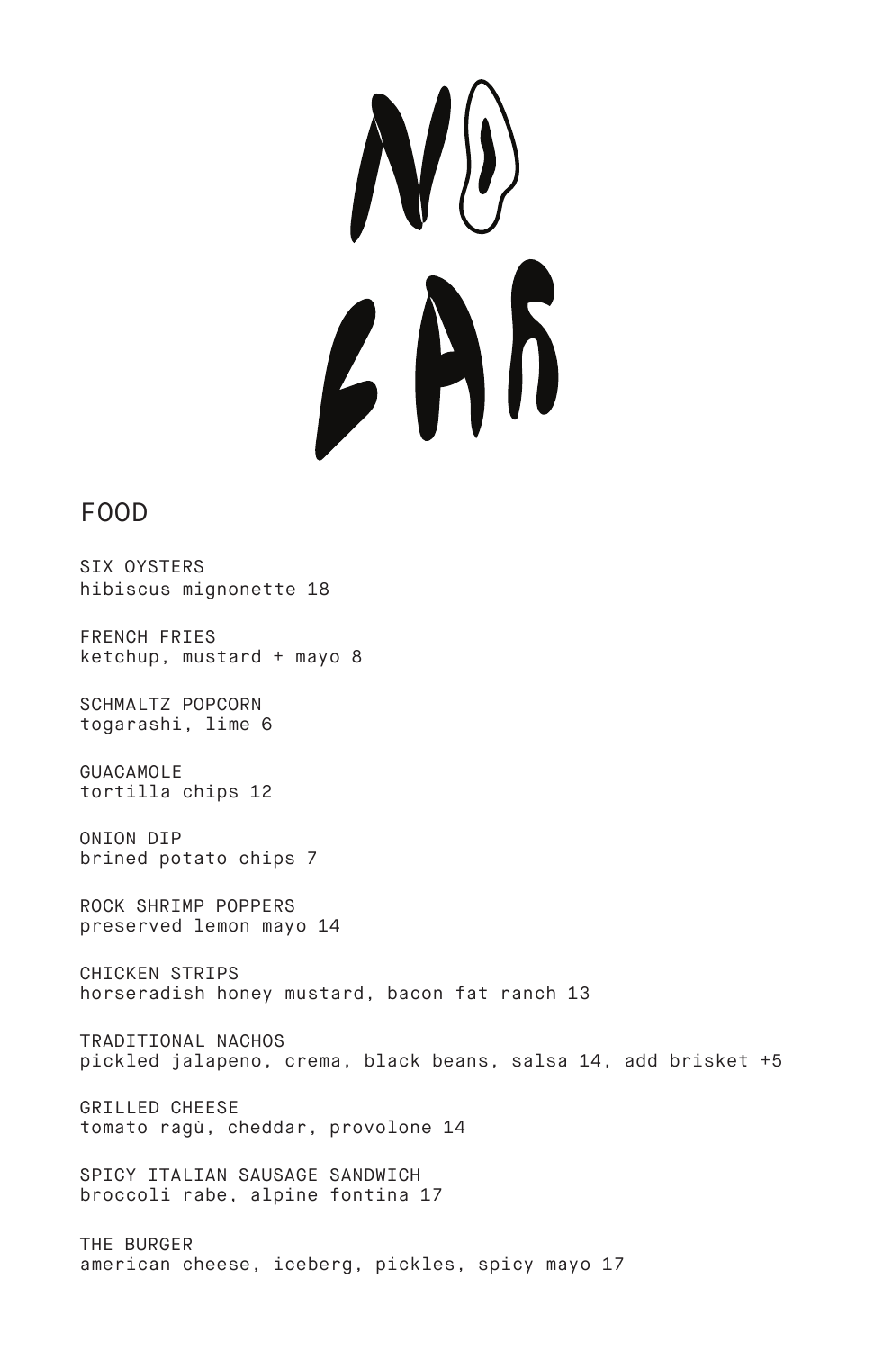# NO BAR

## FOOD

SIX OYSTERS
hibiscus mignonette 18

FRENCH FRIES
ketchup, mustard + mayo 8

SCHMALTZ POPCORN
togarashi, lime 6

GUACAMOLE
tortilla chips 12

ONION DIP
brined potato chips 7

ROCK SHRIMP POPPERS
preserved lemon mayo 14

CHICKEN STRIPS
horseradish honey mustard, bacon fat ranch 13

TRADITIONAL NACHOS
pickled jalapeno, crema, black beans, salsa 14, add brisket +5

GRILLED CHEESE
tomato ragù, cheddar, provolone 14

SPICY ITALIAN SAUSAGE SANDWICH
broccoli rabe, alpine fontina 17

THE BURGER
american cheese, iceberg, pickles, spicy mayo 17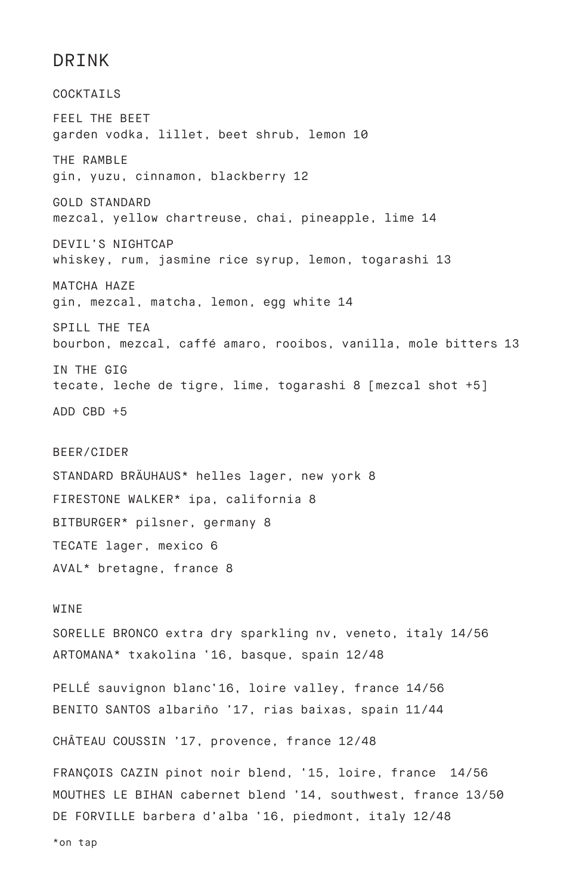# DRINK

## COCKTAILS

FEEL THE BEET
garden vodka, lillet, beet shrub, lemon 10

THE RAMBLE
gin, yuzu, cinnamon, blackberry 12

GOLD STANDARD
mezcal, yellow chartreuse, chai, pineapple, lime 14

DEVIL'S NIGHTCAP
whiskey, rum, jasmine rice syrup, lemon, togarashi 13

MATCHA HAZE
gin, mezcal, matcha, lemon, egg white 14

SPILL THE TEA
bourbon, mezcal, caffé amaro, rooibos, vanilla, mole bitters 13

IN THE GIG
tecate, leche de tigre, lime, togarashi 8 [mezcal shot +5]

ADD CBD +5

## BEER/CIDER

STANDARD BRÄUHAUS* helles lager, new york 8

FIRESTONE WALKER* ipa, california 8

BITBURGER* pilsner, germany 8

TECATE lager, mexico 6

AVAL* bretagne, france 8

## WINE

SORELLE BRONCO extra dry sparkling nv, veneto, italy 14/56
ARTOMANA* txakolina '16, basque, spain 12/48

PELLÉ sauvignon blanc'16, loire valley, france 14/56
BENITO SANTOS albariño '17, rias baixas, spain 11/44

CHÂTEAU COUSSIN '17, provence, france 12/48

FRANÇOIS CAZIN pinot noir blend, '15, loire, france 14/56
MOUTHES LE BIHAN cabernet blend '14, southwest, france 13/50
DE FORVILLE barbera d'alba '16, piedmont, italy 12/48

*on tap